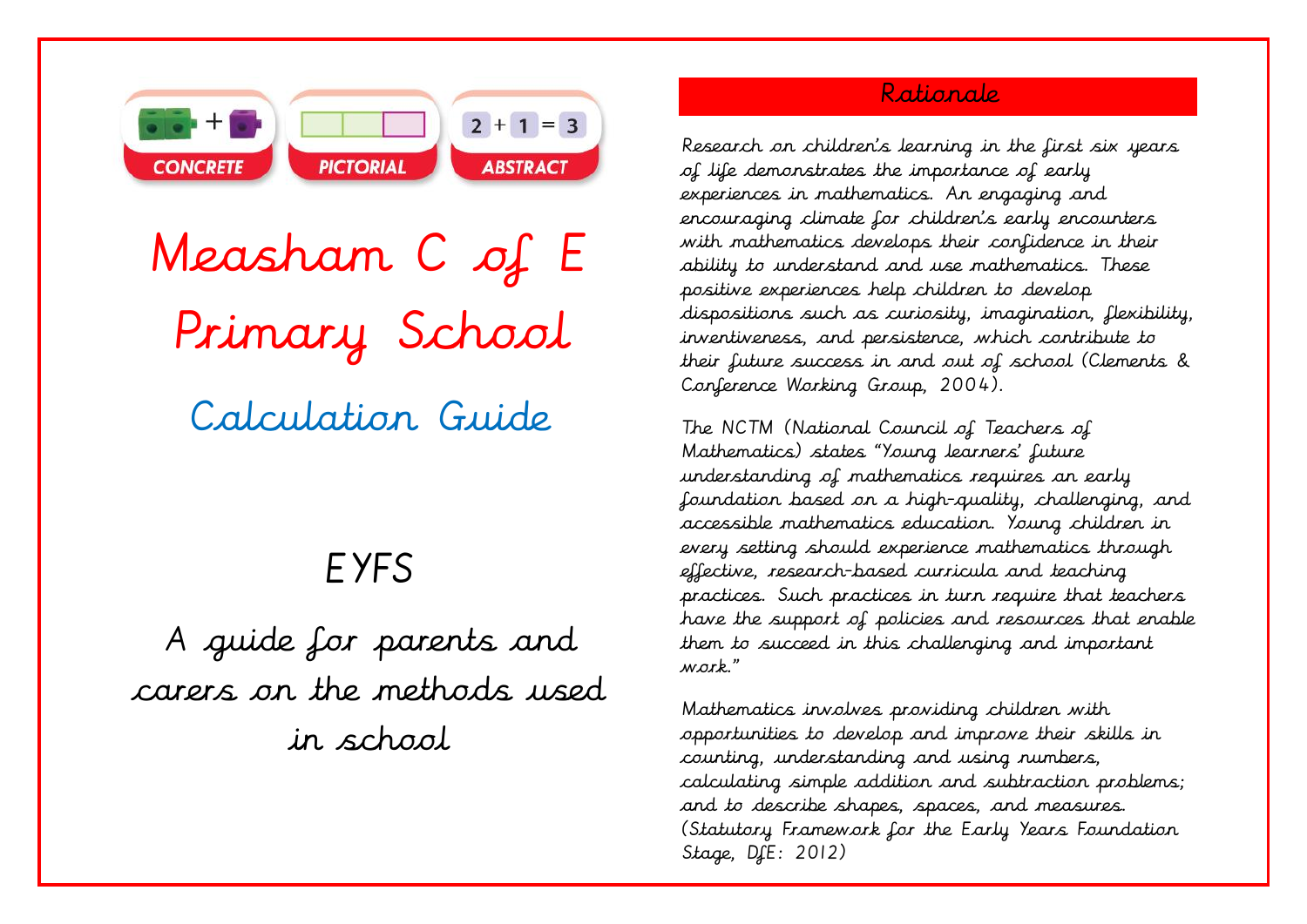CONCRETE | PICTORIAL | ABSTRACT

$2 + 1 = 3$

# Measham C of E Primary School

## Calculation Guide

### EYFS

A guide for parents and carers on the methods used in school

## Rationale

Research on children's learning in the first six years of life demonstrates the importance of early experiences in mathematics. An engaging and encouraging climate for children's early encounters with mathematics develops their confidence in their ability to understand and use mathematics. These positive experiences help children to develop dispositions such as curiosity, imagination, flexibility, inventiveness, and persistence, which contribute to their future success in and out of school (Clements & Conference Working Group, 2004).

The NCTM (National Council of Teachers of Mathematics) states "Young learners' future understanding of mathematics requires an early foundation based on a high-quality, challenging, and accessible mathematics education. Young children in every setting should experience mathematics through effective, research-based curricula and teaching practices. Such practices in turn require that teachers have the support of policies and resources that enable them to succeed in this challenging and important work."

Mathematics involves providing children with opportunities to develop and improve their skills in counting, understanding and using numbers, calculating simple addition and subtraction problems; and to describe shapes, spaces, and measures. (Statutory Framework for the Early Years Foundation Stage, DfE: 2012)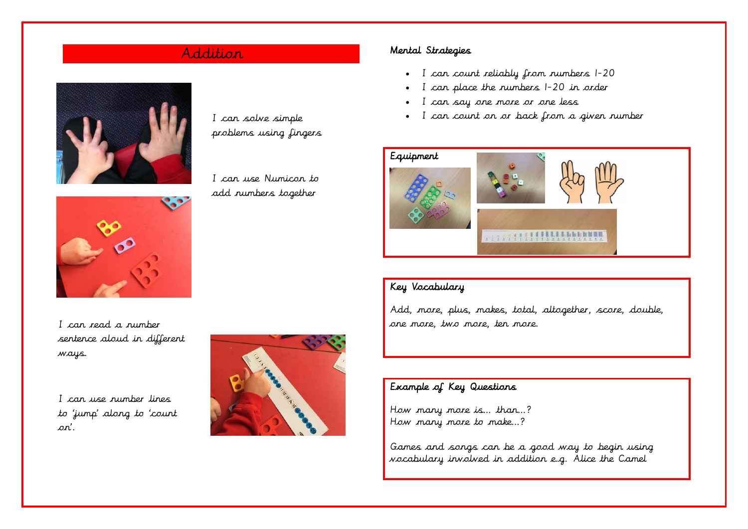# Addition

I can solve simple problems using fingers

I can use Numicon to add numbers together

I can read a number sentence aloud in different ways.

I can use number lines to 'jump' along to 'count on'.

## Mental Strategies

- I can count reliably from numbers 1-20
- I can place the numbers 1-20 in order
- I can say one more or one less
- I can count on or back from a given number

## Equipment

## Key Vocabulary

Add, more, plus, makes, total, altogether, score, double, one more, two more, ten more.

## Example of Key Questions

How many more is... than...?
How many more to make...?

Games and songs can be a good way to begin using vocabulary involved in addition e.g. Alice the Camel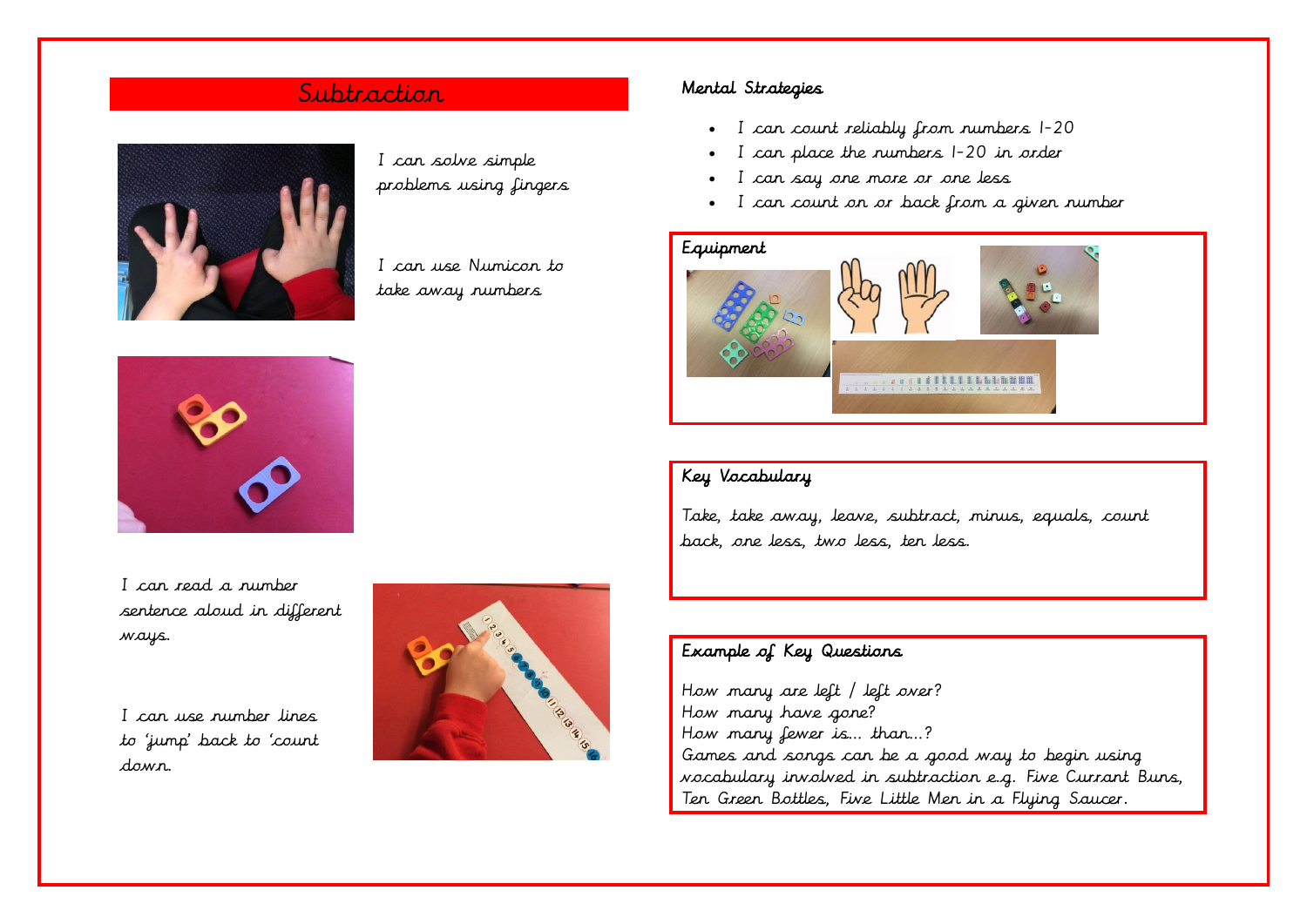# Subtraction

I can solve simple problems using fingers

I can use Numicon to take away numbers

I can read a number sentence aloud in different ways.

I can use number lines to 'jump' back to 'count down.

## Mental Strategies

- I can count reliably from numbers 1-20
- I can place the numbers 1-20 in order
- I can say one more or one less
- I can count on or back from a given number

## Equipment

## Key Vocabulary

Take, take away, leave, subtract, minus, equals, count back, one less, two less, ten less.

## Example of Key Questions

How many are left / left over?
How many have gone?
How many fewer is... than...?
Games and songs can be a good way to begin using vocabulary involved in subtraction e.g. Five Currant Buns, Ten Green Bottles, Five Little Men in a Flying Saucer.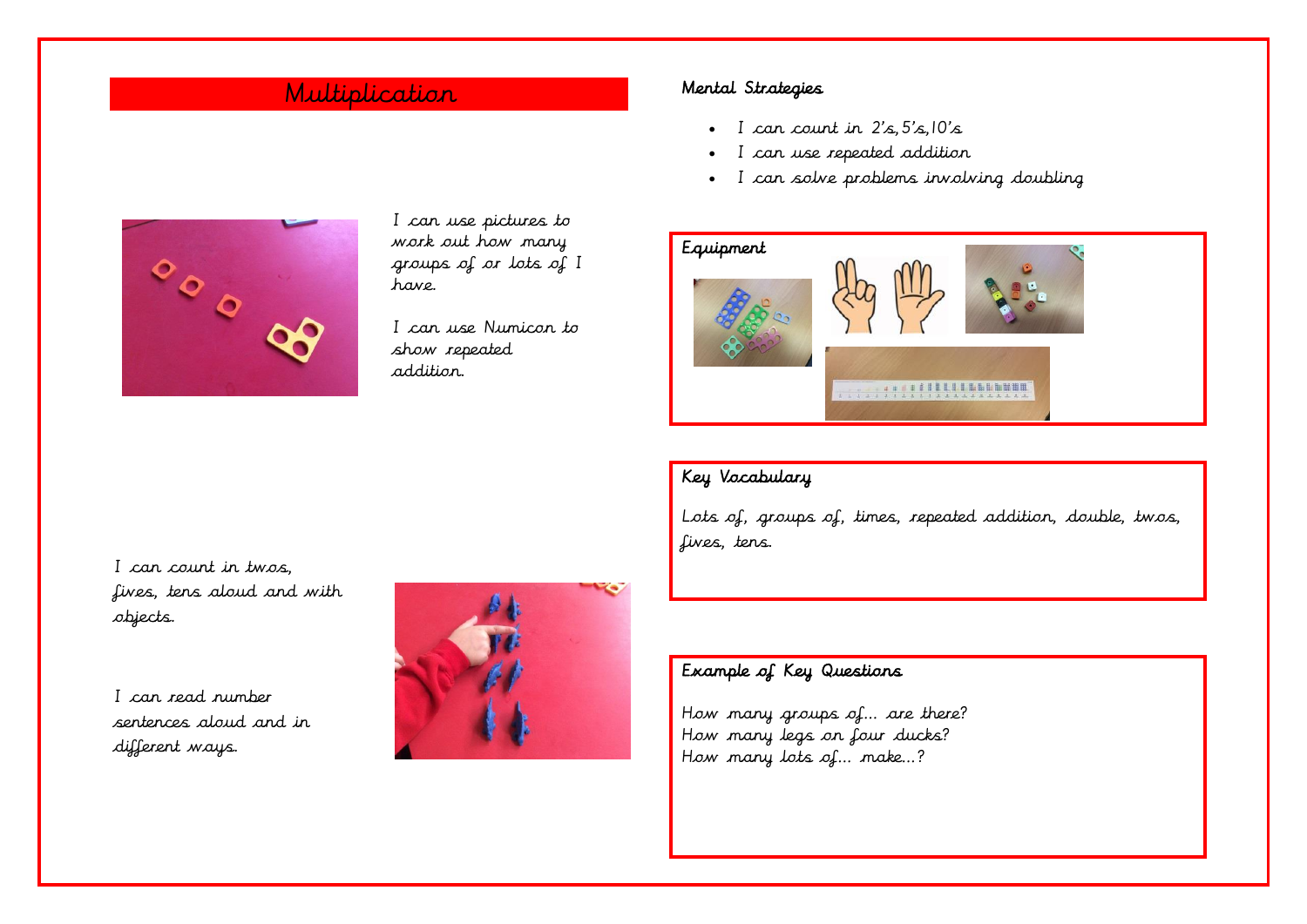# Multiplication

I can use pictures to work out how many groups of or lots of I have.

I can use Numicon to show repeated addition.

I can count in twos, fives, tens aloud and with objects.

I can read number sentences aloud and in different ways.

## Mental Strategies

- I can count in 2's, 5's, 10's
- I can use repeated addition
- I can solve problems involving doubling

## Equipment

## Key Vocabulary

Lots of, groups of, times, repeated addition, double, twos, fives, tens.

## Example of Key Questions

How many groups of... are there?
How many legs on four ducks?
How many lots of... make...?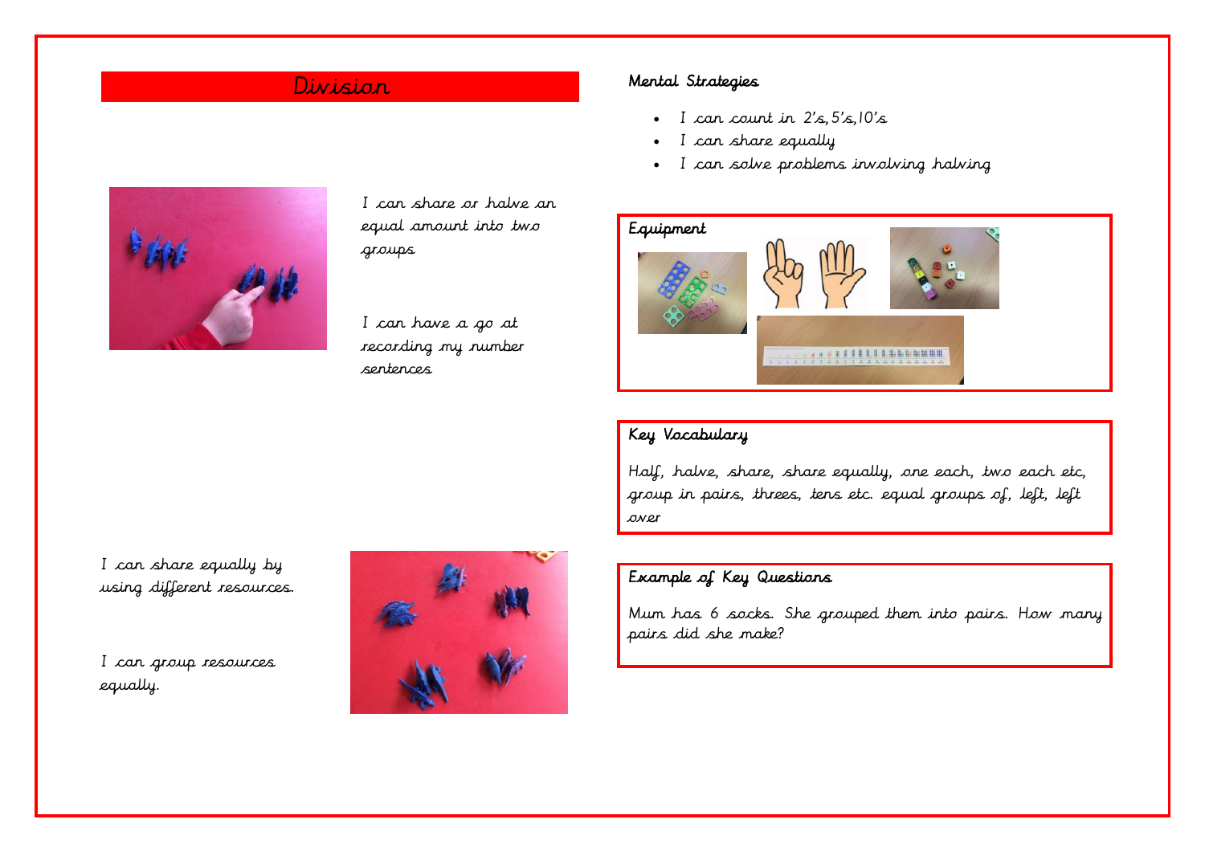# Division

I can share or halve an equal amount into two groups

I can have a go at recording my number sentences

I can share equally by using different resources.

I can group resources equally.

## Mental Strategies

- I can count in 2's, 5's, 10's
- I can share equally
- I can solve problems involving halving

## Equipment

## Key Vocabulary

Half, halve, share, share equally, one each, two each etc, group in pairs, threes, tens etc. equal groups of, left, left over

## Example of Key Questions

Mum has 6 socks. She grouped them into pairs. How many pairs did she make?